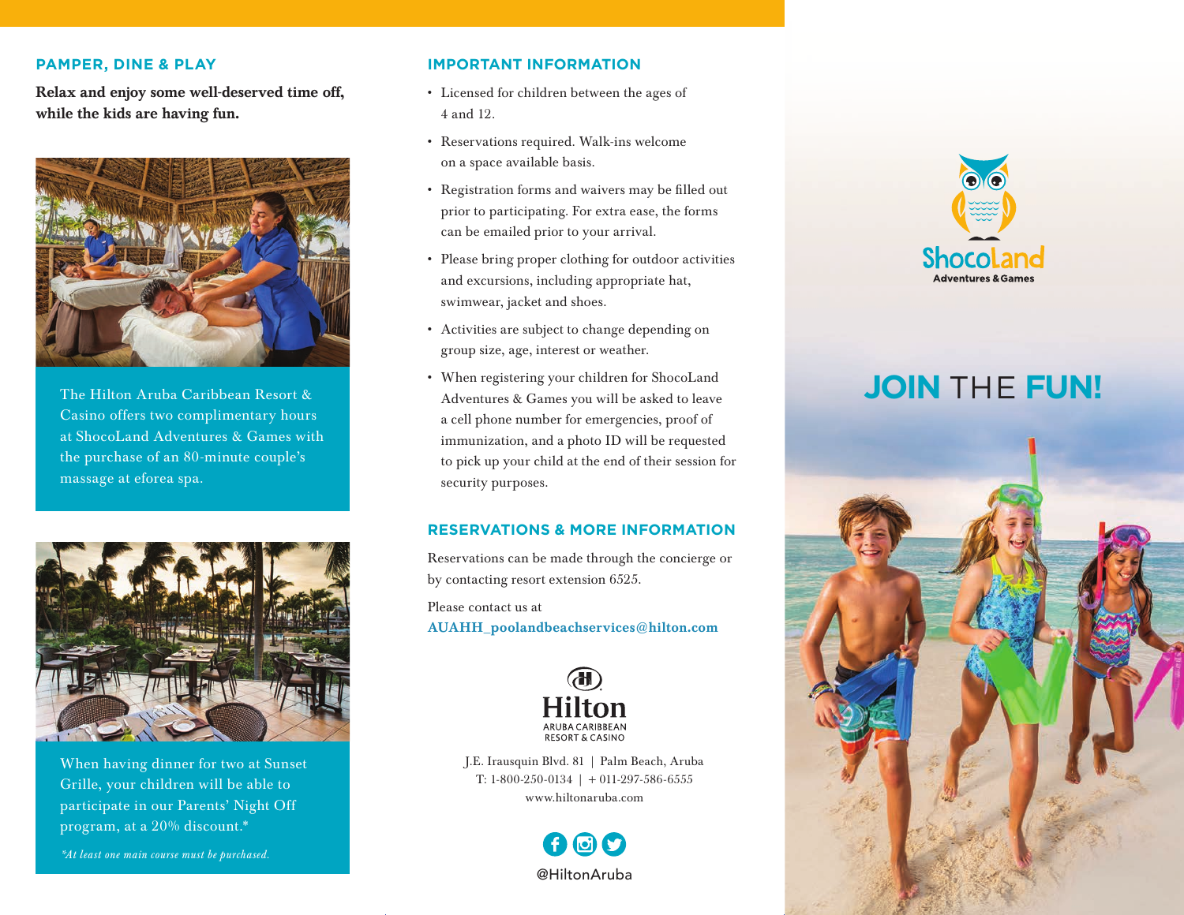## PAMPER, DINE & PLAY

**Relax and enjoy some well-deserved time off, while the kids are having fun.**

The Hilton Aruba Caribbean Resort & Casino offers two complimentary hours at ShocoLand Adventures & Games with the purchase of an 80-minute couple's massage at eforea spa.

When having dinner for two at Sunset Grille, your children will be able to participate in our Parents' Night Off program, at a 20% discount.*

*\*At least one main course must be purchased.*

## IMPORTANT INFORMATION

- Licensed for children between the ages of 4 and 12.
- Reservations required. Walk-ins welcome on a space available basis.
- Registration forms and waivers may be filled out prior to participating. For extra ease, the forms can be emailed prior to your arrival.
- Please bring proper clothing for outdoor activities and excursions, including appropriate hat, swimwear, jacket and shoes.
- Activities are subject to change depending on group size, age, interest or weather.
- When registering your children for ShocoLand Adventures & Games you will be asked to leave a cell phone number for emergencies, proof of immunization, and a photo ID will be requested to pick up your child at the end of their session for security purposes.

## RESERVATIONS & MORE INFORMATION

Reservations can be made through the concierge or by contacting resort extension 6525.

Please contact us at
**AUAHH_poolandbeachservices@hilton.com**

Hilton
ARUBA CARIBBEAN RESORT & CASINO

J.E. Irausquin Blvd. 81 | Palm Beach, Aruba
T: 1-800-250-0134 | + 011-297-586-6555
www.hiltonaruba.com

@HiltonAruba

ShocoLand
Adventures & Games

# JOIN THE FUN!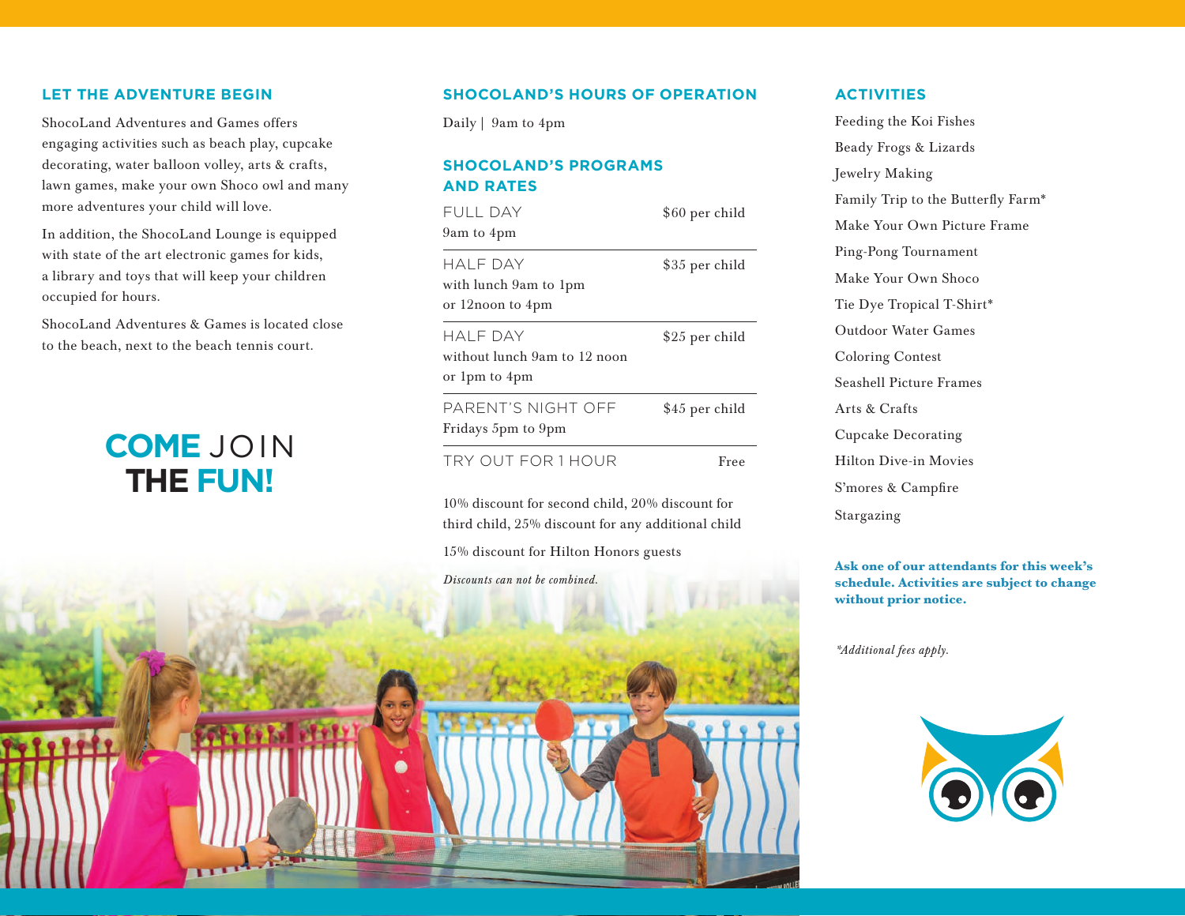## LET THE ADVENTURE BEGIN

ShocoLand Adventures and Games offers engaging activities such as beach play, cupcake decorating, water balloon volley, arts & crafts, lawn games, make your own Shoco owl and many more adventures your child will love.

In addition, the ShocoLand Lounge is equipped with state of the art electronic games for kids, a library and toys that will keep your children occupied for hours.

ShocoLand Adventures & Games is located close to the beach, next to the beach tennis court.

# COME JOIN THE FUN!

## SHOCOLAND'S HOURS OF OPERATION

Daily | 9am to 4pm

## SHOCOLAND'S PROGRAMS AND RATES

| | |
|---|---|
| FULL DAY<br>9am to 4pm | $60 per child |
| HALF DAY<br>with lunch 9am to 1pm<br>or 12noon to 4pm | $35 per child |
| HALF DAY<br>without lunch 9am to 12 noon<br>or 1pm to 4pm | $25 per child |
| PARENT'S NIGHT OFF<br>Fridays 5pm to 9pm | $45 per child |
| TRY OUT FOR 1 HOUR | Free |

10% discount for second child, 20% discount for third child, 25% discount for any additional child

15% discount for Hilton Honors guests

*Discounts can not be combined.*

## ACTIVITIES

Feeding the Koi Fishes
Beady Frogs & Lizards
Jewelry Making
Family Trip to the Butterfly Farm*
Make Your Own Picture Frame
Ping-Pong Tournament
Make Your Own Shoco
Tie Dye Tropical T-Shirt*
Outdoor Water Games
Coloring Contest
Seashell Picture Frames
Arts & Crafts
Cupcake Decorating
Hilton Dive-in Movies
S'mores & Campfire
Stargazing

**Ask one of our attendants for this week's schedule. Activities are subject to change without prior notice.**

*\*Additional fees apply.*